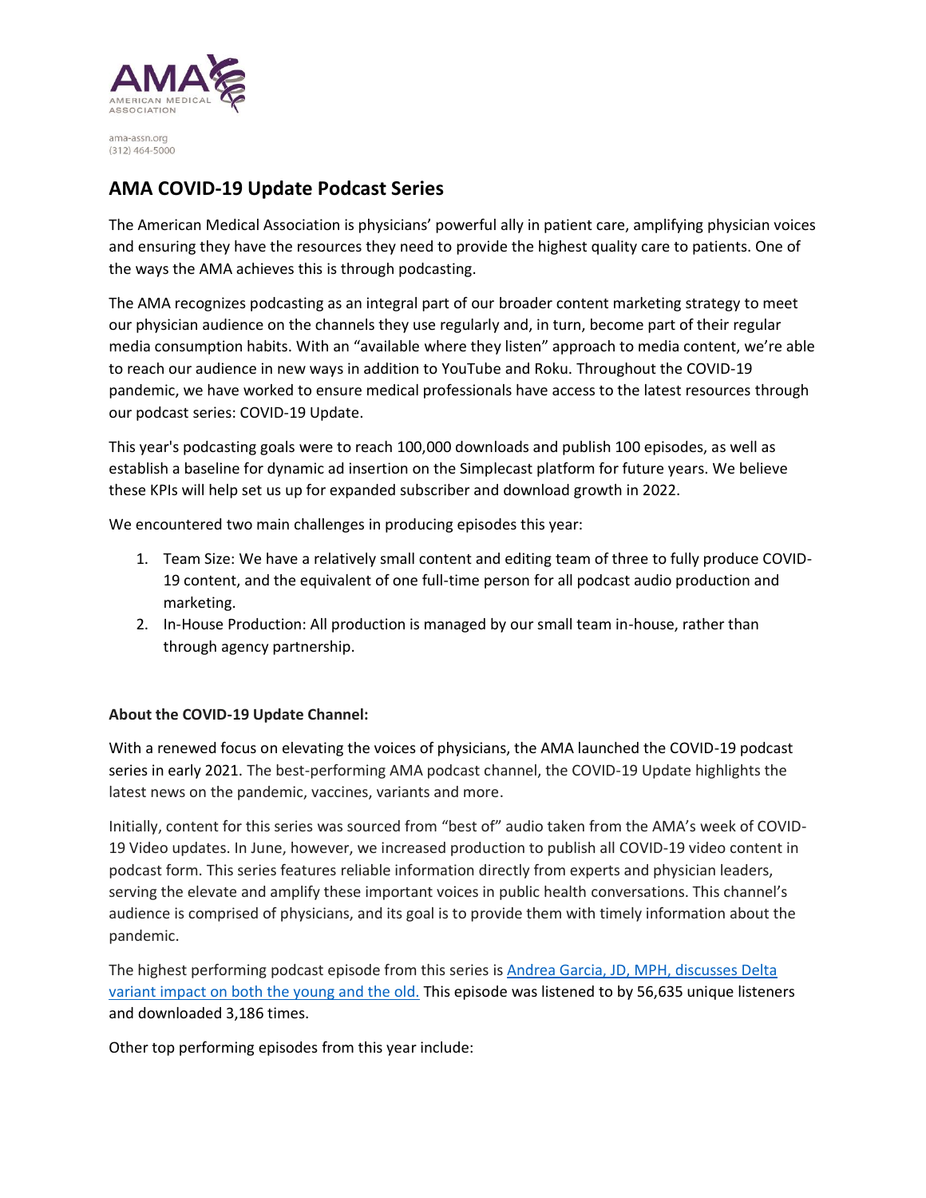ama-assn.org
(312) 464-5000

## AMA COVID-19 Update Podcast Series

The American Medical Association is physicians' powerful ally in patient care, amplifying physician voices and ensuring they have the resources they need to provide the highest quality care to patients. One of the ways the AMA achieves this is through podcasting.

The AMA recognizes podcasting as an integral part of our broader content marketing strategy to meet our physician audience on the channels they use regularly and, in turn, become part of their regular media consumption habits. With an "available where they listen" approach to media content, we're able to reach our audience in new ways in addition to YouTube and Roku. Throughout the COVID-19 pandemic, we have worked to ensure medical professionals have access to the latest resources through our podcast series: COVID-19 Update.

This year's podcasting goals were to reach 100,000 downloads and publish 100 episodes, as well as establish a baseline for dynamic ad insertion on the Simplecast platform for future years. We believe these KPIs will help set us up for expanded subscriber and download growth in 2022.

We encountered two main challenges in producing episodes this year:

1. Team Size: We have a relatively small content and editing team of three to fully produce COVID-19 content, and the equivalent of one full-time person for all podcast audio production and marketing.
2. In-House Production: All production is managed by our small team in-house, rather than through agency partnership.

**About the COVID-19 Update Channel:**

With a renewed focus on elevating the voices of physicians, the AMA launched the COVID-19 podcast series in early 2021. The best-performing AMA podcast channel, the COVID-19 Update highlights the latest news on the pandemic, vaccines, variants and more.

Initially, content for this series was sourced from "best of" audio taken from the AMA's week of COVID-19 Video updates. In June, however, we increased production to publish all COVID-19 video content in podcast form. This series features reliable information directly from experts and physician leaders, serving the elevate and amplify these important voices in public health conversations. This channel's audience is comprised of physicians, and its goal is to provide them with timely information about the pandemic.

The highest performing podcast episode from this series is Andrea Garcia, JD, MPH, discusses Delta variant impact on both the young and the old. This episode was listened to by 56,635 unique listeners and downloaded 3,186 times.

Other top performing episodes from this year include: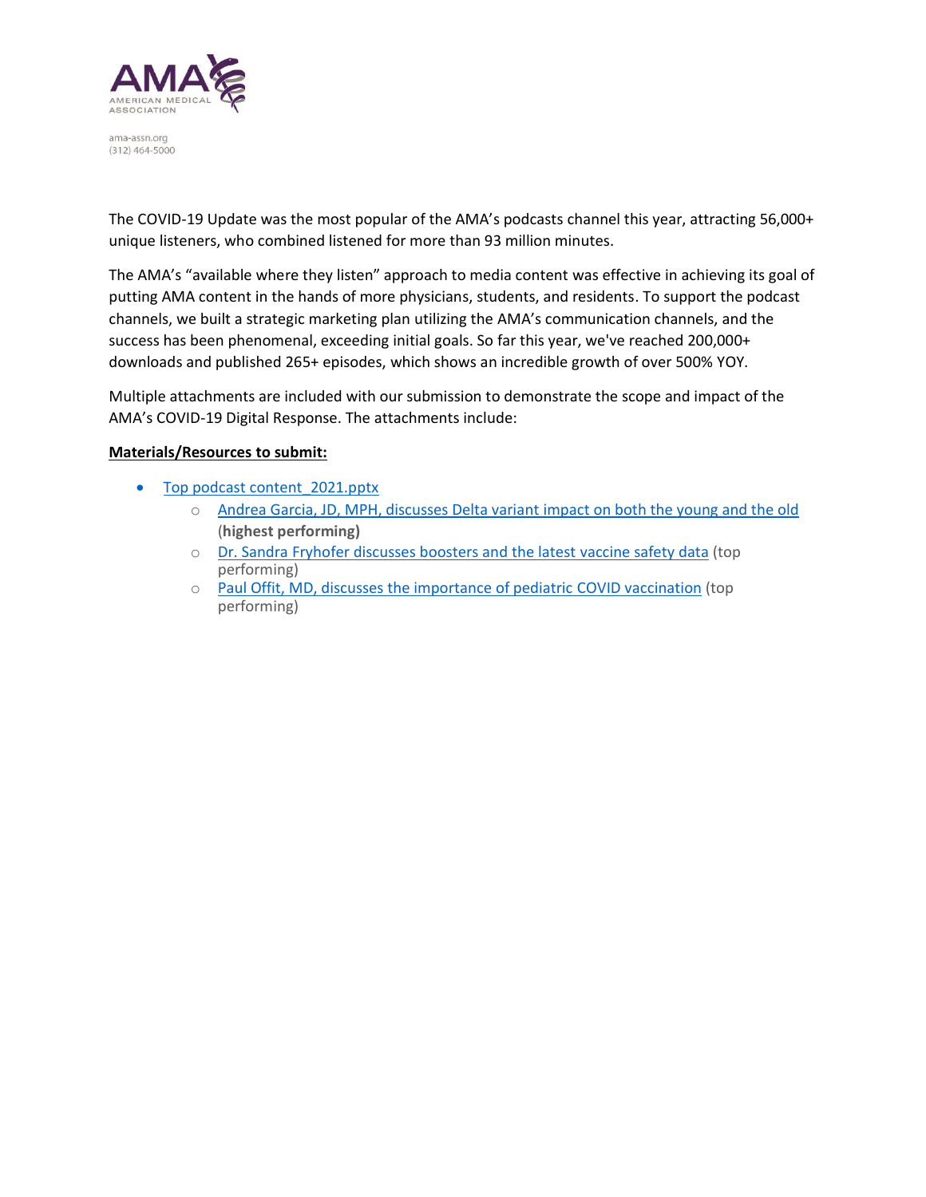The COVID-19 Update was the most popular of the AMA's podcasts channel this year, attracting 56,000+ unique listeners, who combined listened for more than 93 million minutes.

The AMA's "available where they listen" approach to media content was effective in achieving its goal of putting AMA content in the hands of more physicians, students, and residents. To support the podcast channels, we built a strategic marketing plan utilizing the AMA's communication channels, and the success has been phenomenal, exceeding initial goals. So far this year, we've reached 200,000+ downloads and published 265+ episodes, which shows an incredible growth of over 500% YOY.

Multiple attachments are included with our submission to demonstrate the scope and impact of the AMA's COVID-19 Digital Response. The attachments include:

**Materials/Resources to submit:**

- Top podcast content_2021.pptx
  - Andrea Garcia, JD, MPH, discusses Delta variant impact on both the young and the old (**highest performing)**
  - Dr. Sandra Fryhofer discusses boosters and the latest vaccine safety data (top performing)
  - Paul Offit, MD, discusses the importance of pediatric COVID vaccination (top performing)